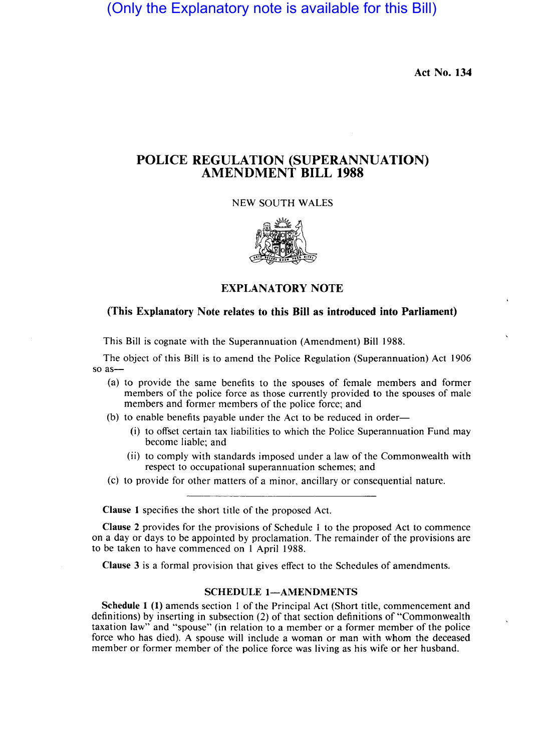(Only the Explanatory note is available for this Bill)

**Act No. 134**

# POLICE REGULATION (SUPERANNUATION) AMENDMENT BILL 1988

NEW SOUTH WALES

## EXPLANATORY NOTE

### (This Explanatory Note relates to this Bill as introduced into Parliament)

This Bill is cognate with the Superannuation (Amendment) Bill 1988.

The object of this Bill is to amend the Police Regulation (Superannuation) Act 1906 so as—

(a) to provide the same benefits to the spouses of female members and former members of the police force as those currently provided to the spouses of male members and former members of the police force; and

(b) to enable benefits payable under the Act to be reduced in order—

- (i) to offset certain tax liabilities to which the Police Superannuation Fund may become liable; and
- (ii) to comply with standards imposed under a law of the Commonwealth with respect to occupational superannuation schemes; and

(c) to provide for other matters of a minor, ancillary or consequential nature.

---

**Clause 1** specifies the short title of the proposed Act.

**Clause 2** provides for the provisions of Schedule 1 to the proposed Act to commence on a day or days to be appointed by proclamation. The remainder of the provisions are to be taken to have commenced on 1 April 1988.

**Clause 3** is a formal provision that gives effect to the Schedules of amendments.

### SCHEDULE 1—AMENDMENTS

**Schedule 1 (1)** amends section 1 of the Principal Act (Short title, commencement and definitions) by inserting in subsection (2) of that section definitions of "Commonwealth taxation law" and "spouse" (in relation to a member or a former member of the police force who has died). A spouse will include a woman or man with whom the deceased member or former member of the police force was living as his wife or her husband.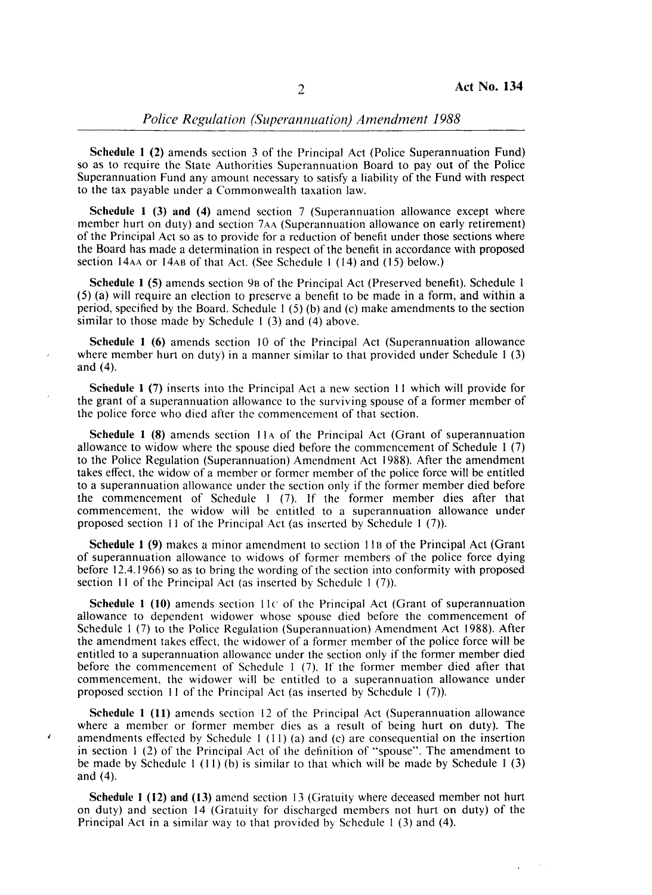**Schedule 1 (2)** amends section 3 of the Principal Act (Police Superannuation Fund) so as to require the State Authorities Superannuation Board to pay out of the Police Superannuation Fund any amount necessary to satisfy a liability of the Fund with respect to the tax payable under a Commonwealth taxation law.

**Schedule 1 (3) and (4)** amend section 7 (Superannuation allowance except where member hurt on duty) and section 7AA (Superannuation allowance on early retirement) of the Principal Act so as to provide for a reduction of benefit under those sections where the Board has made a determination in respect of the benefit in accordance with proposed section 14AA or 14AB of that Act. (See Schedule 1 (14) and (15) below.)

**Schedule 1 (5)** amends section 9B of the Principal Act (Preserved benefit). Schedule 1 (5) (a) will require an election to preserve a benefit to be made in a form, and within a period, specified by the Board. Schedule 1 (5) (b) and (c) make amendments to the section similar to those made by Schedule 1 (3) and (4) above.

**Schedule 1 (6)** amends section 10 of the Principal Act (Superannuation allowance where member hurt on duty) in a manner similar to that provided under Schedule 1 (3) and (4).

**Schedule 1 (7)** inserts into the Principal Act a new section 11 which will provide for the grant of a superannuation allowance to the surviving spouse of a former member of the police force who died after the commencement of that section.

**Schedule 1 (8)** amends section 11A of the Principal Act (Grant of superannuation allowance to widow where the spouse died before the commencement of Schedule 1 (7) to the Police Regulation (Superannuation) Amendment Act 1988). After the amendment takes effect, the widow of a member or former member of the police force will be entitled to a superannuation allowance under the section only if the former member died before the commencement of Schedule 1 (7). If the former member dies after that commencement, the widow will be entitled to a superannuation allowance under proposed section 11 of the Principal Act (as inserted by Schedule 1 (7)).

**Schedule 1 (9)** makes a minor amendment to section 11B of the Principal Act (Grant of superannuation allowance to widows of former members of the police force dying before 12.4.1966) so as to bring the wording of the section into conformity with proposed section 11 of the Principal Act (as inserted by Schedule 1 (7)).

**Schedule 1 (10)** amends section 11C of the Principal Act (Grant of superannuation allowance to dependent widower whose spouse died before the commencement of Schedule 1 (7) to the Police Regulation (Superannuation) Amendment Act 1988). After the amendment takes effect, the widower of a former member of the police force will be entitled to a superannuation allowance under the section only if the former member died before the commencement of Schedule 1 (7). If the former member died after that commencement, the widower will be entitled to a superannuation allowance under proposed section 11 of the Principal Act (as inserted by Schedule 1 (7)).

**Schedule 1 (11)** amends section 12 of the Principal Act (Superannuation allowance where a member or former member dies as a result of being hurt on duty). The amendments effected by Schedule 1 (11) (a) and (c) are consequential on the insertion in section 1 (2) of the Principal Act of the definition of "spouse". The amendment to be made by Schedule 1 (11) (b) is similar to that which will be made by Schedule 1 (3) and (4).

**Schedule 1 (12) and (13)** amend section 13 (Gratuity where deceased member not hurt on duty) and section 14 (Gratuity for discharged members not hurt on duty) of the Principal Act in a similar way to that provided by Schedule 1 (3) and (4).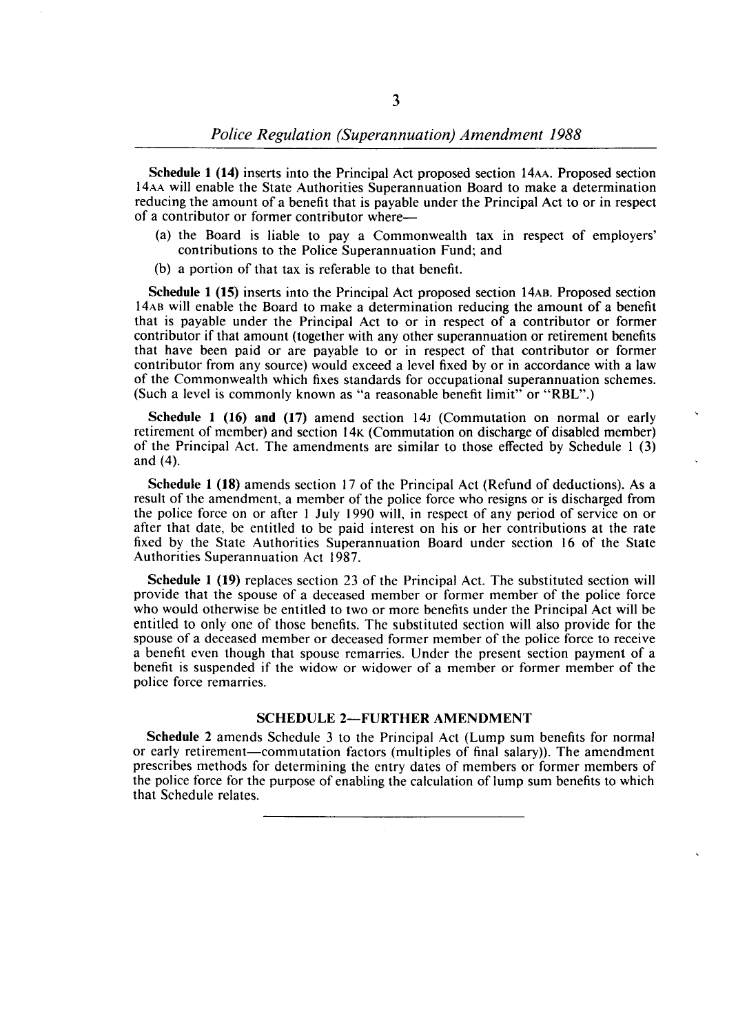**Schedule 1 (14)** inserts into the Principal Act proposed section 14AA. Proposed section 14AA will enable the State Authorities Superannuation Board to make a determination reducing the amount of a benefit that is payable under the Principal Act to or in respect of a contributor or former contributor where—

- (a) the Board is liable to pay a Commonwealth tax in respect of employers' contributions to the Police Superannuation Fund; and
- (b) a portion of that tax is referable to that benefit.

**Schedule 1 (15)** inserts into the Principal Act proposed section 14AB. Proposed section 14AB will enable the Board to make a determination reducing the amount of a benefit that is payable under the Principal Act to or in respect of a contributor or former contributor if that amount (together with any other superannuation or retirement benefits that have been paid or are payable to or in respect of that contributor or former contributor from any source) would exceed a level fixed by or in accordance with a law of the Commonwealth which fixes standards for occupational superannuation schemes. (Such a level is commonly known as "a reasonable benefit limit" or "RBL".)

**Schedule 1 (16) and (17)** amend section 14J (Commutation on normal or early retirement of member) and section 14K (Commutation on discharge of disabled member) of the Principal Act. The amendments are similar to those effected by Schedule 1 (3) and (4).

**Schedule 1 (18)** amends section 17 of the Principal Act (Refund of deductions). As a result of the amendment, a member of the police force who resigns or is discharged from the police force on or after 1 July 1990 will, in respect of any period of service on or after that date, be entitled to be paid interest on his or her contributions at the rate fixed by the State Authorities Superannuation Board under section 16 of the State Authorities Superannuation Act 1987.

**Schedule 1 (19)** replaces section 23 of the Principal Act. The substituted section will provide that the spouse of a deceased member or former member of the police force who would otherwise be entitled to two or more benefits under the Principal Act will be entitled to only one of those benefits. The substituted section will also provide for the spouse of a deceased member or deceased former member of the police force to receive a benefit even though that spouse remarries. Under the present section payment of a benefit is suspended if the widow or widower of a member or former member of the police force remarries.

## SCHEDULE 2—FURTHER AMENDMENT

**Schedule 2** amends Schedule 3 to the Principal Act (Lump sum benefits for normal or early retirement—commutation factors (multiples of final salary)). The amendment prescribes methods for determining the entry dates of members or former members of the police force for the purpose of enabling the calculation of lump sum benefits to which that Schedule relates.